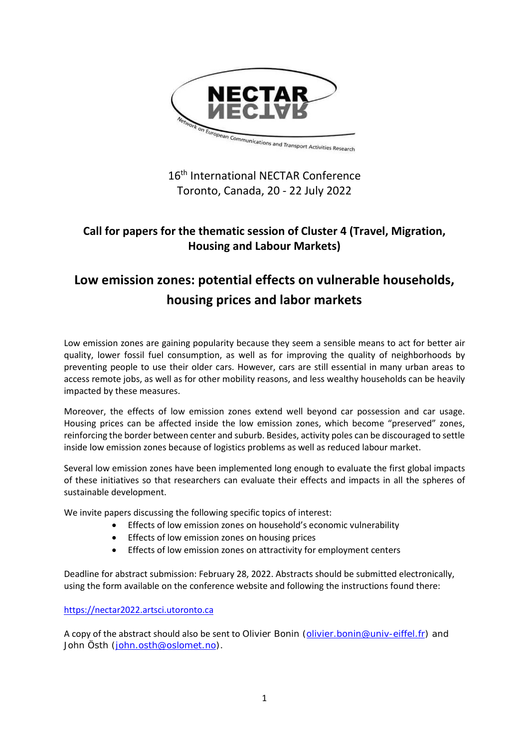NECTAR

Network on European Communications and Transport Activities Research

16th International NECTAR Conference
Toronto, Canada, 20 - 22 July 2022

**Call for papers for the thematic session of Cluster 4 (Travel, Migration, Housing and Labour Markets)**

# Low emission zones: potential effects on vulnerable households, housing prices and labor markets

Low emission zones are gaining popularity because they seem a sensible means to act for better air quality, lower fossil fuel consumption, as well as for improving the quality of neighborhoods by preventing people to use their older cars. However, cars are still essential in many urban areas to access remote jobs, as well as for other mobility reasons, and less wealthy households can be heavily impacted by these measures.

Moreover, the effects of low emission zones extend well beyond car possession and car usage. Housing prices can be affected inside the low emission zones, which become "preserved" zones, reinforcing the border between center and suburb. Besides, activity poles can be discouraged to settle inside low emission zones because of logistics problems as well as reduced labour market.

Several low emission zones have been implemented long enough to evaluate the first global impacts of these initiatives so that researchers can evaluate their effects and impacts in all the spheres of sustainable development.

We invite papers discussing the following specific topics of interest:

- Effects of low emission zones on household's economic vulnerability
- Effects of low emission zones on housing prices
- Effects of low emission zones on attractivity for employment centers

Deadline for abstract submission: February 28, 2022. Abstracts should be submitted electronically, using the form available on the conference website and following the instructions found there:

https://nectar2022.artsci.utoronto.ca

A copy of the abstract should also be sent to Olivier Bonin (olivier.bonin@univ-eiffel.fr) and John Östh (john.osth@oslomet.no).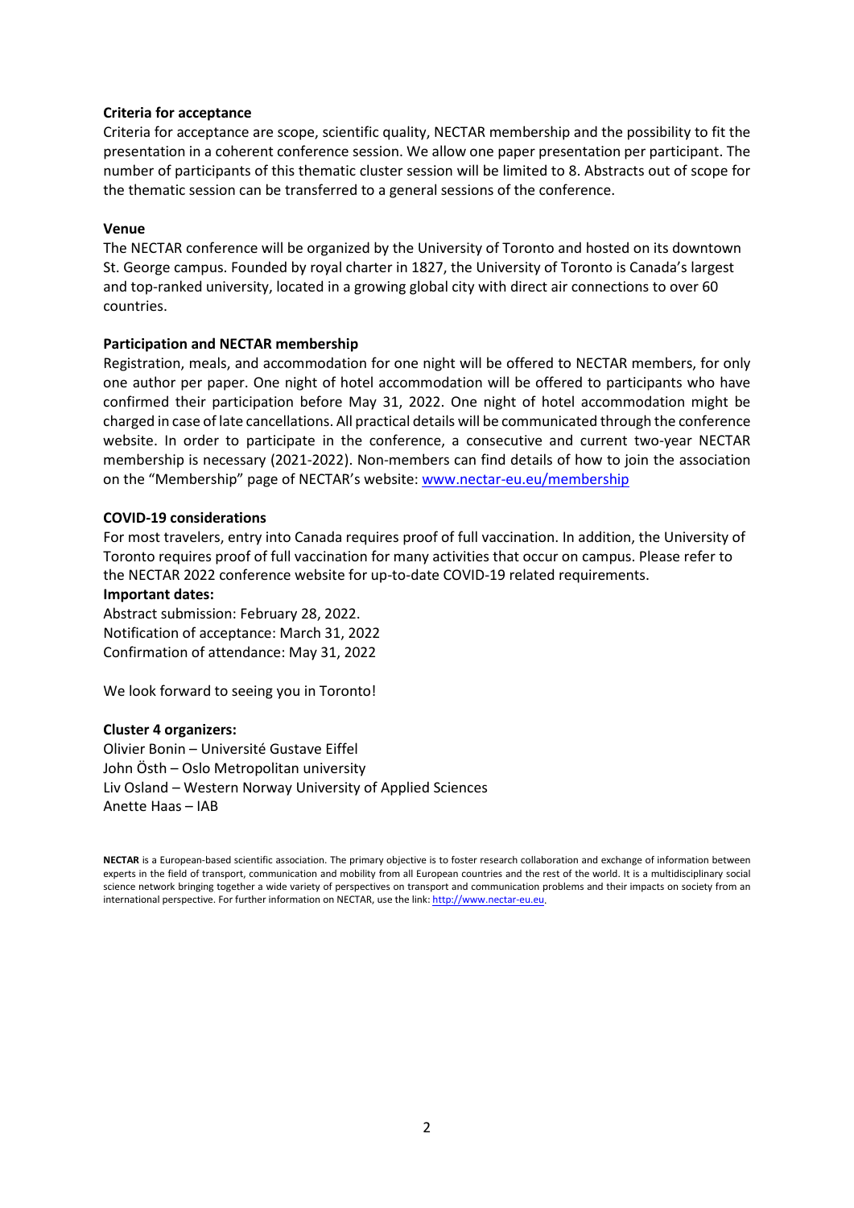**Criteria for acceptance**

Criteria for acceptance are scope, scientific quality, NECTAR membership and the possibility to fit the presentation in a coherent conference session. We allow one paper presentation per participant. The number of participants of this thematic cluster session will be limited to 8. Abstracts out of scope for the thematic session can be transferred to a general sessions of the conference.

**Venue**

The NECTAR conference will be organized by the University of Toronto and hosted on its downtown St. George campus. Founded by royal charter in 1827, the University of Toronto is Canada's largest and top-ranked university, located in a growing global city with direct air connections to over 60 countries.

**Participation and NECTAR membership**

Registration, meals, and accommodation for one night will be offered to NECTAR members, for only one author per paper. One night of hotel accommodation will be offered to participants who have confirmed their participation before May 31, 2022. One night of hotel accommodation might be charged in case of late cancellations. All practical details will be communicated through the conference website. In order to participate in the conference, a consecutive and current two-year NECTAR membership is necessary (2021-2022). Non-members can find details of how to join the association on the "Membership" page of NECTAR's website: [www.nectar-eu.eu/membership](www.nectar-eu.eu/membership)

**COVID-19 considerations**

For most travelers, entry into Canada requires proof of full vaccination. In addition, the University of Toronto requires proof of full vaccination for many activities that occur on campus. Please refer to the NECTAR 2022 conference website for up-to-date COVID-19 related requirements.

**Important dates:**

Abstract submission: February 28, 2022.
Notification of acceptance: March 31, 2022
Confirmation of attendance: May 31, 2022

We look forward to seeing you in Toronto!

**Cluster 4 organizers:**

Olivier Bonin – Université Gustave Eiffel
John Östh – Oslo Metropolitan university
Liv Osland – Western Norway University of Applied Sciences
Anette Haas – IAB

**NECTAR** is a European-based scientific association. The primary objective is to foster research collaboration and exchange of information between experts in the field of transport, communication and mobility from all European countries and the rest of the world. It is a multidisciplinary social science network bringing together a wide variety of perspectives on transport and communication problems and their impacts on society from an international perspective. For further information on NECTAR, use the link: [http://www.nectar-eu.eu](http://www.nectar-eu.eu).